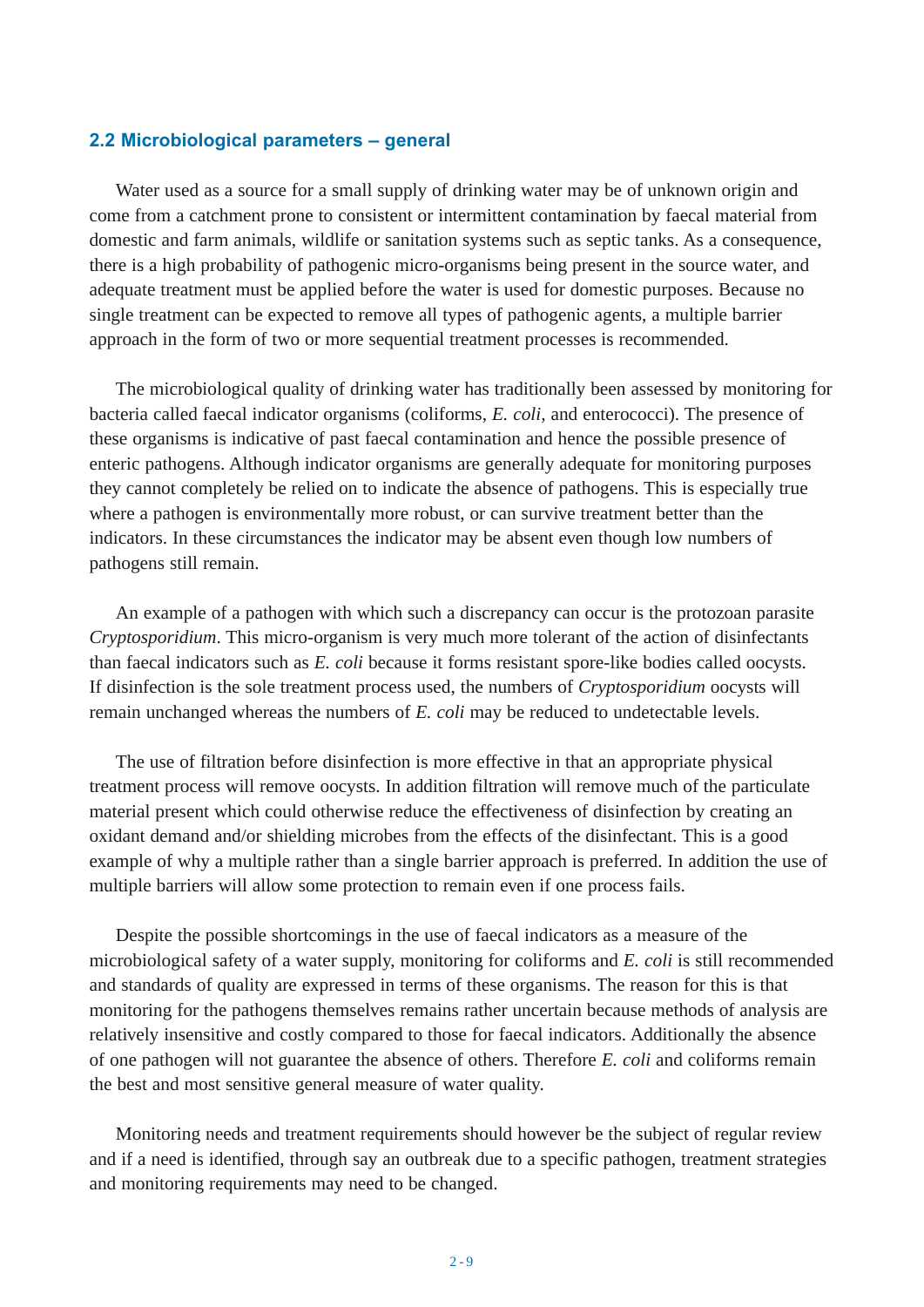## 2.2 Microbiological parameters – general

Water used as a source for a small supply of drinking water may be of unknown origin and come from a catchment prone to consistent or intermittent contamination by faecal material from domestic and farm animals, wildlife or sanitation systems such as septic tanks. As a consequence, there is a high probability of pathogenic micro-organisms being present in the source water, and adequate treatment must be applied before the water is used for domestic purposes. Because no single treatment can be expected to remove all types of pathogenic agents, a multiple barrier approach in the form of two or more sequential treatment processes is recommended.

The microbiological quality of drinking water has traditionally been assessed by monitoring for bacteria called faecal indicator organisms (coliforms, *E. coli,* and enterococci). The presence of these organisms is indicative of past faecal contamination and hence the possible presence of enteric pathogens. Although indicator organisms are generally adequate for monitoring purposes they cannot completely be relied on to indicate the absence of pathogens. This is especially true where a pathogen is environmentally more robust, or can survive treatment better than the indicators. In these circumstances the indicator may be absent even though low numbers of pathogens still remain.

An example of a pathogen with which such a discrepancy can occur is the protozoan parasite *Cryptosporidium*. This micro-organism is very much more tolerant of the action of disinfectants than faecal indicators such as *E. coli* because it forms resistant spore-like bodies called oocysts. If disinfection is the sole treatment process used, the numbers of *Cryptosporidium* oocysts will remain unchanged whereas the numbers of *E. coli* may be reduced to undetectable levels.

The use of filtration before disinfection is more effective in that an appropriate physical treatment process will remove oocysts. In addition filtration will remove much of the particulate material present which could otherwise reduce the effectiveness of disinfection by creating an oxidant demand and/or shielding microbes from the effects of the disinfectant. This is a good example of why a multiple rather than a single barrier approach is preferred. In addition the use of multiple barriers will allow some protection to remain even if one process fails.

Despite the possible shortcomings in the use of faecal indicators as a measure of the microbiological safety of a water supply, monitoring for coliforms and *E. coli* is still recommended and standards of quality are expressed in terms of these organisms. The reason for this is that monitoring for the pathogens themselves remains rather uncertain because methods of analysis are relatively insensitive and costly compared to those for faecal indicators. Additionally the absence of one pathogen will not guarantee the absence of others. Therefore *E. coli* and coliforms remain the best and most sensitive general measure of water quality.

Monitoring needs and treatment requirements should however be the subject of regular review and if a need is identified, through say an outbreak due to a specific pathogen, treatment strategies and monitoring requirements may need to be changed.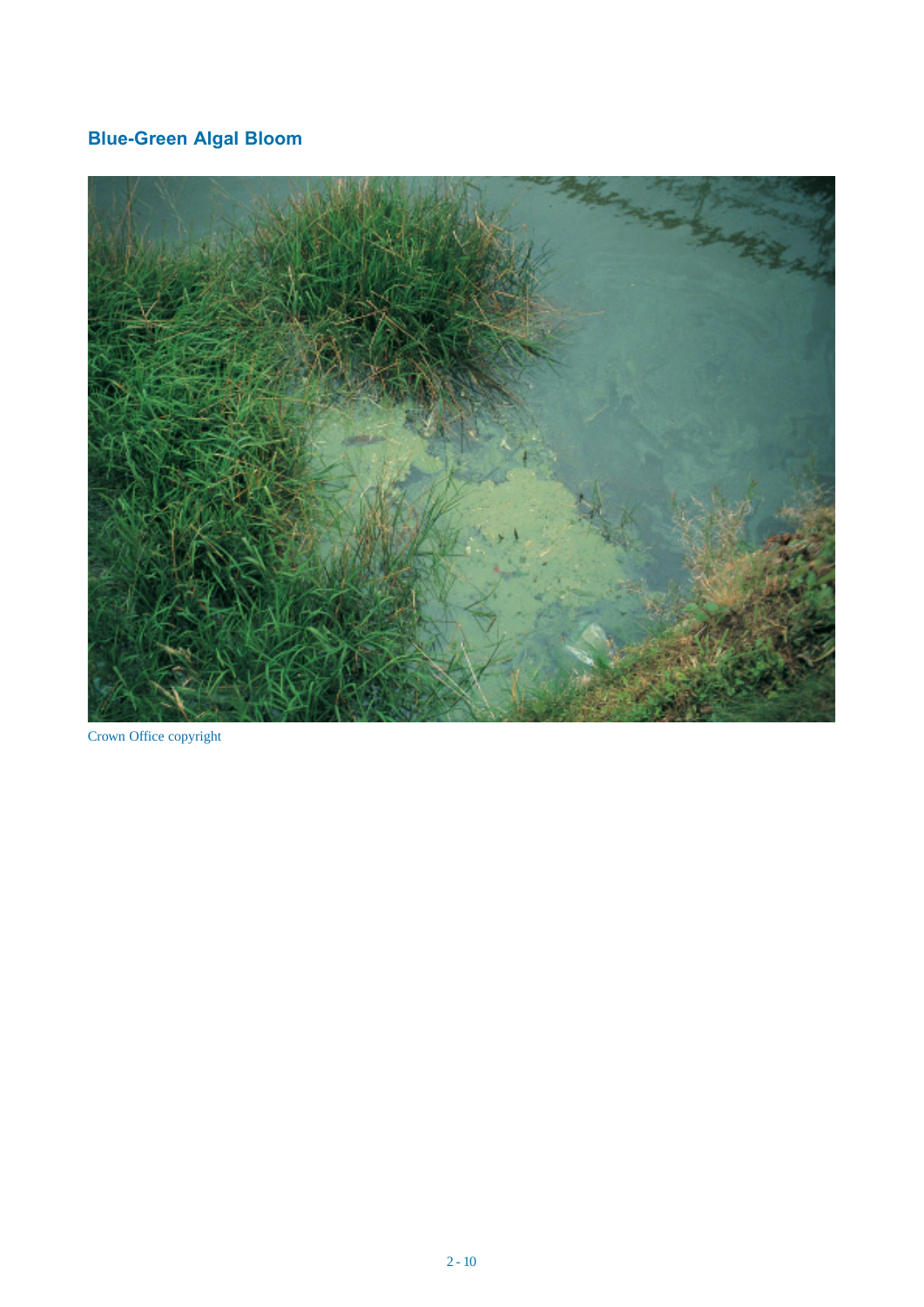## Blue-Green Algal Bloom

Crown Office copyright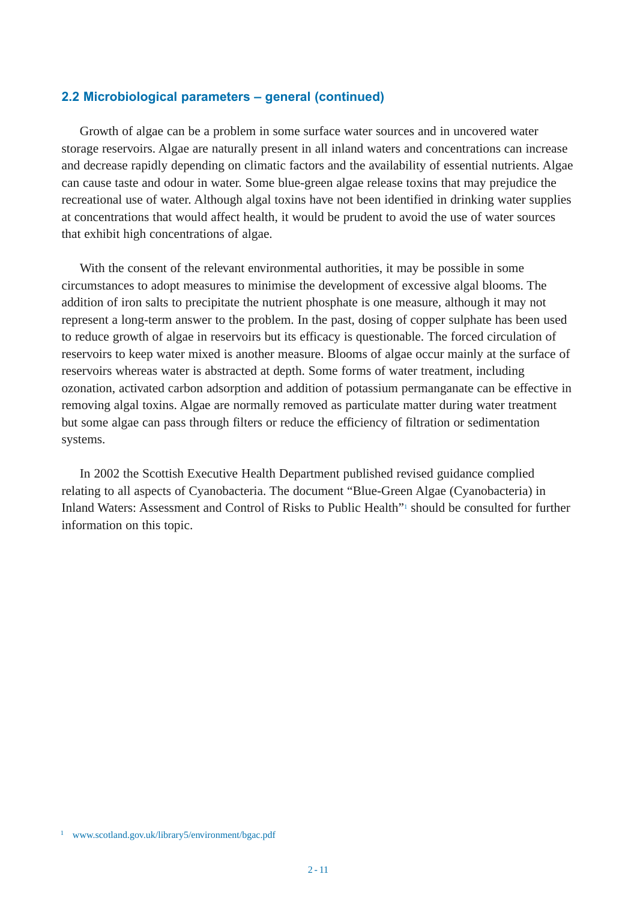## 2.2 Microbiological parameters – general (continued)

Growth of algae can be a problem in some surface water sources and in uncovered water storage reservoirs. Algae are naturally present in all inland waters and concentrations can increase and decrease rapidly depending on climatic factors and the availability of essential nutrients. Algae can cause taste and odour in water. Some blue-green algae release toxins that may prejudice the recreational use of water. Although algal toxins have not been identified in drinking water supplies at concentrations that would affect health, it would be prudent to avoid the use of water sources that exhibit high concentrations of algae.

With the consent of the relevant environmental authorities, it may be possible in some circumstances to adopt measures to minimise the development of excessive algal blooms. The addition of iron salts to precipitate the nutrient phosphate is one measure, although it may not represent a long-term answer to the problem. In the past, dosing of copper sulphate has been used to reduce growth of algae in reservoirs but its efficacy is questionable. The forced circulation of reservoirs to keep water mixed is another measure. Blooms of algae occur mainly at the surface of reservoirs whereas water is abstracted at depth. Some forms of water treatment, including ozonation, activated carbon adsorption and addition of potassium permanganate can be effective in removing algal toxins. Algae are normally removed as particulate matter during water treatment but some algae can pass through filters or reduce the efficiency of filtration or sedimentation systems.

In 2002 the Scottish Executive Health Department published revised guidance complied relating to all aspects of Cyanobacteria. The document "Blue-Green Algae (Cyanobacteria) in Inland Waters: Assessment and Control of Risks to Public Health"[1] should be consulted for further information on this topic.

[1] www.scotland.gov.uk/library5/environment/bgac.pdf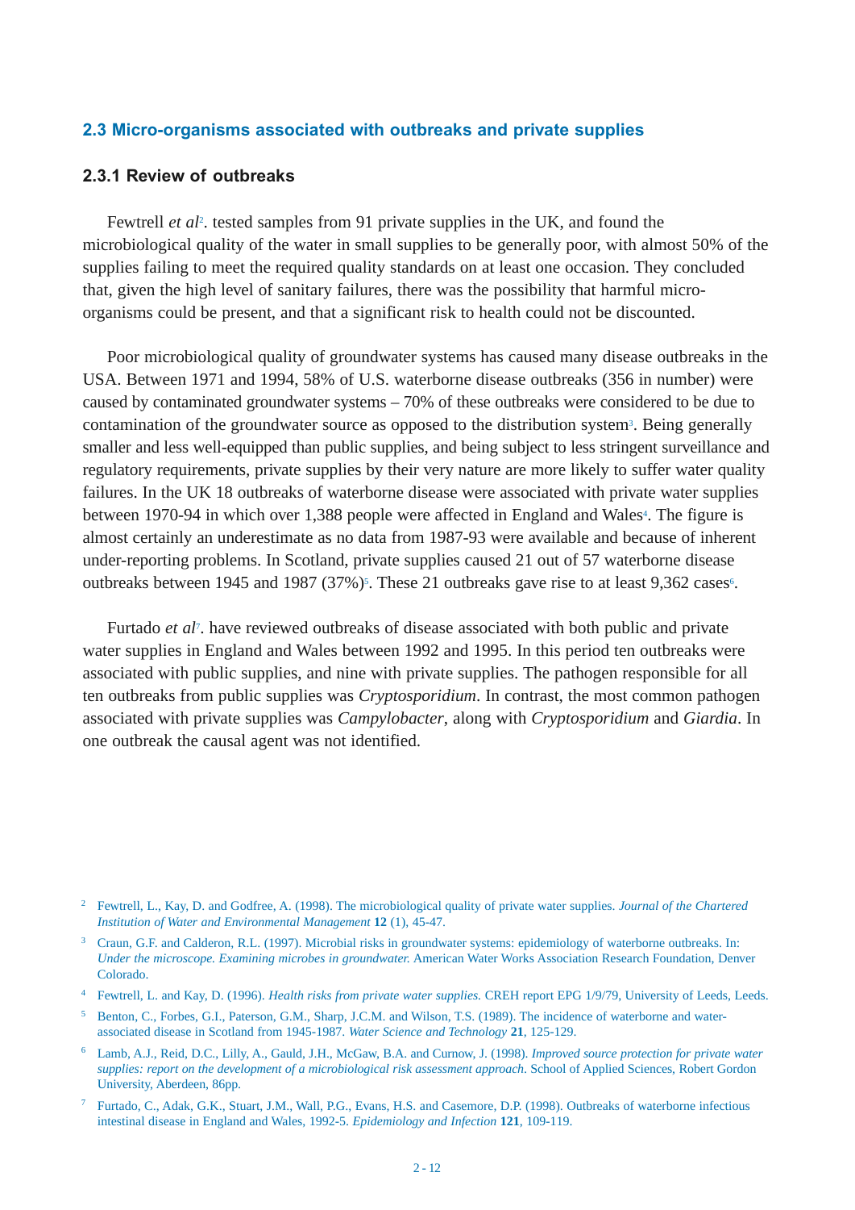## 2.3 Micro-organisms associated with outbreaks and private supplies

### 2.3.1 Review of outbreaks

Fewtrell *et al*[2]. tested samples from 91 private supplies in the UK, and found the microbiological quality of the water in small supplies to be generally poor, with almost 50% of the supplies failing to meet the required quality standards on at least one occasion. They concluded that, given the high level of sanitary failures, there was the possibility that harmful micro-organisms could be present, and that a significant risk to health could not be discounted.

Poor microbiological quality of groundwater systems has caused many disease outbreaks in the USA. Between 1971 and 1994, 58% of U.S. waterborne disease outbreaks (356 in number) were caused by contaminated groundwater systems – 70% of these outbreaks were considered to be due to contamination of the groundwater source as opposed to the distribution system[3]. Being generally smaller and less well-equipped than public supplies, and being subject to less stringent surveillance and regulatory requirements, private supplies by their very nature are more likely to suffer water quality failures. In the UK 18 outbreaks of waterborne disease were associated with private water supplies between 1970-94 in which over 1,388 people were affected in England and Wales[4]. The figure is almost certainly an underestimate as no data from 1987-93 were available and because of inherent under-reporting problems. In Scotland, private supplies caused 21 out of 57 waterborne disease outbreaks between 1945 and 1987 (37%)[5]. These 21 outbreaks gave rise to at least 9,362 cases[6].

Furtado *et al*[7]. have reviewed outbreaks of disease associated with both public and private water supplies in England and Wales between 1992 and 1995. In this period ten outbreaks were associated with public supplies, and nine with private supplies. The pathogen responsible for all ten outbreaks from public supplies was *Cryptosporidium*. In contrast, the most common pathogen associated with private supplies was *Campylobacter*, along with *Cryptosporidium* and *Giardia*. In one outbreak the causal agent was not identified.

[2] Fewtrell, L., Kay, D. and Godfree, A. (1998). The microbiological quality of private water supplies. *Journal of the Chartered Institution of Water and Environmental Management* **12** (1), 45-47.

[3] Craun, G.F. and Calderon, R.L. (1997). Microbial risks in groundwater systems: epidemiology of waterborne outbreaks. In: *Under the microscope. Examining microbes in groundwater.* American Water Works Association Research Foundation, Denver Colorado.

[4] Fewtrell, L. and Kay, D. (1996). *Health risks from private water supplies.* CREH report EPG 1/9/79, University of Leeds, Leeds.

[5] Benton, C., Forbes, G.I., Paterson, G.M., Sharp, J.C.M. and Wilson, T.S. (1989). The incidence of waterborne and water-associated disease in Scotland from 1945-1987. *Water Science and Technology* **21**, 125-129.

[6] Lamb, A.J., Reid, D.C., Lilly, A., Gauld, J.H., McGaw, B.A. and Curnow, J. (1998). *Improved source protection for private water supplies: report on the development of a microbiological risk assessment approach.* School of Applied Sciences, Robert Gordon University, Aberdeen, 86pp.

[7] Furtado, C., Adak, G.K., Stuart, J.M., Wall, P.G., Evans, H.S. and Casemore, D.P. (1998). Outbreaks of waterborne infectious intestinal disease in England and Wales, 1992-5. *Epidemiology and Infection* **121**, 109-119.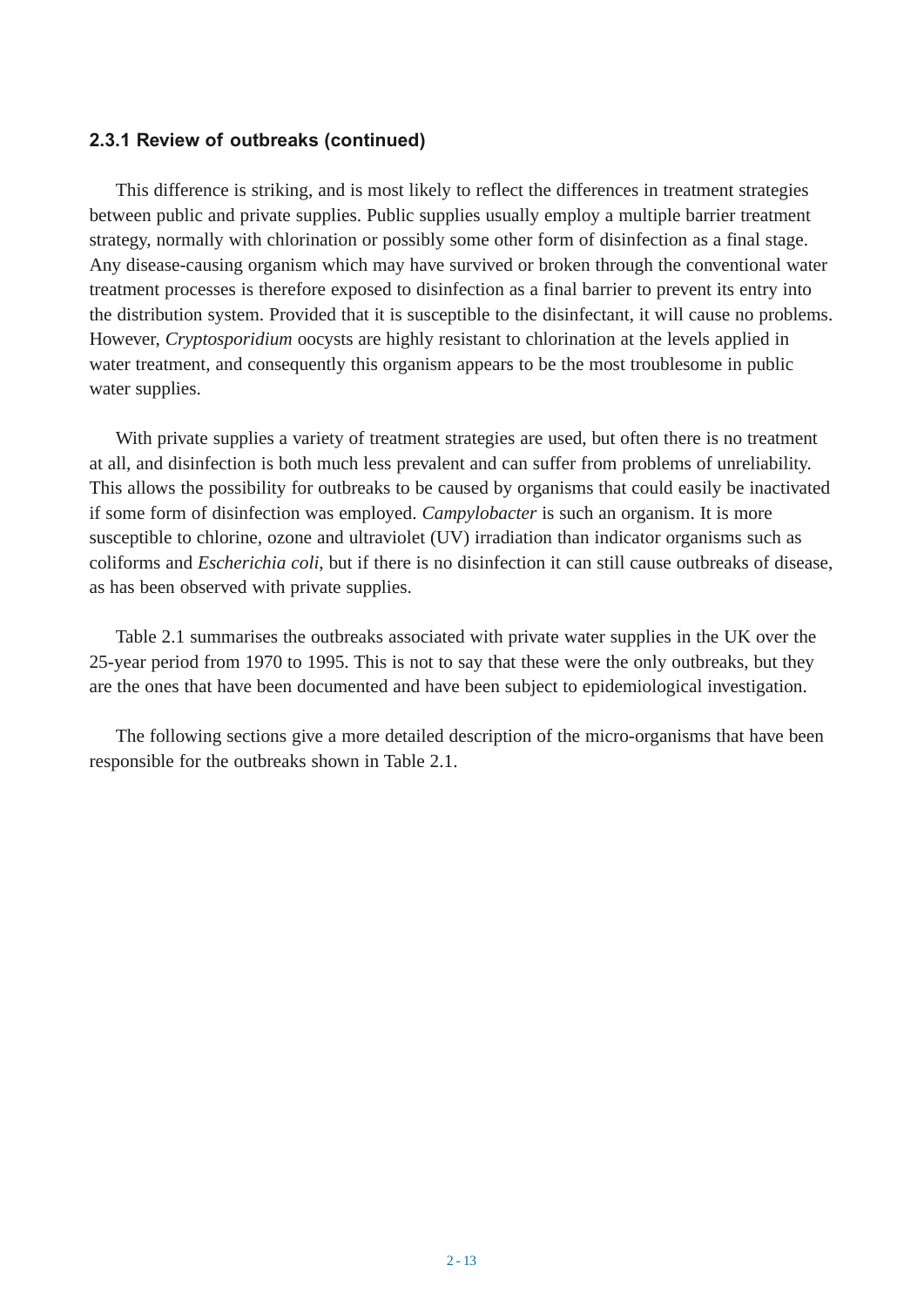### 2.3.1 Review of outbreaks (continued)

This difference is striking, and is most likely to reflect the differences in treatment strategies between public and private supplies. Public supplies usually employ a multiple barrier treatment strategy, normally with chlorination or possibly some other form of disinfection as a final stage. Any disease-causing organism which may have survived or broken through the conventional water treatment processes is therefore exposed to disinfection as a final barrier to prevent its entry into the distribution system. Provided that it is susceptible to the disinfectant, it will cause no problems. However, *Cryptosporidium* oocysts are highly resistant to chlorination at the levels applied in water treatment, and consequently this organism appears to be the most troublesome in public water supplies.

With private supplies a variety of treatment strategies are used, but often there is no treatment at all, and disinfection is both much less prevalent and can suffer from problems of unreliability. This allows the possibility for outbreaks to be caused by organisms that could easily be inactivated if some form of disinfection was employed. *Campylobacter* is such an organism. It is more susceptible to chlorine, ozone and ultraviolet (UV) irradiation than indicator organisms such as coliforms and *Escherichia coli*, but if there is no disinfection it can still cause outbreaks of disease, as has been observed with private supplies.

Table 2.1 summarises the outbreaks associated with private water supplies in the UK over the 25-year period from 1970 to 1995. This is not to say that these were the only outbreaks, but they are the ones that have been documented and have been subject to epidemiological investigation.

The following sections give a more detailed description of the micro-organisms that have been responsible for the outbreaks shown in Table 2.1.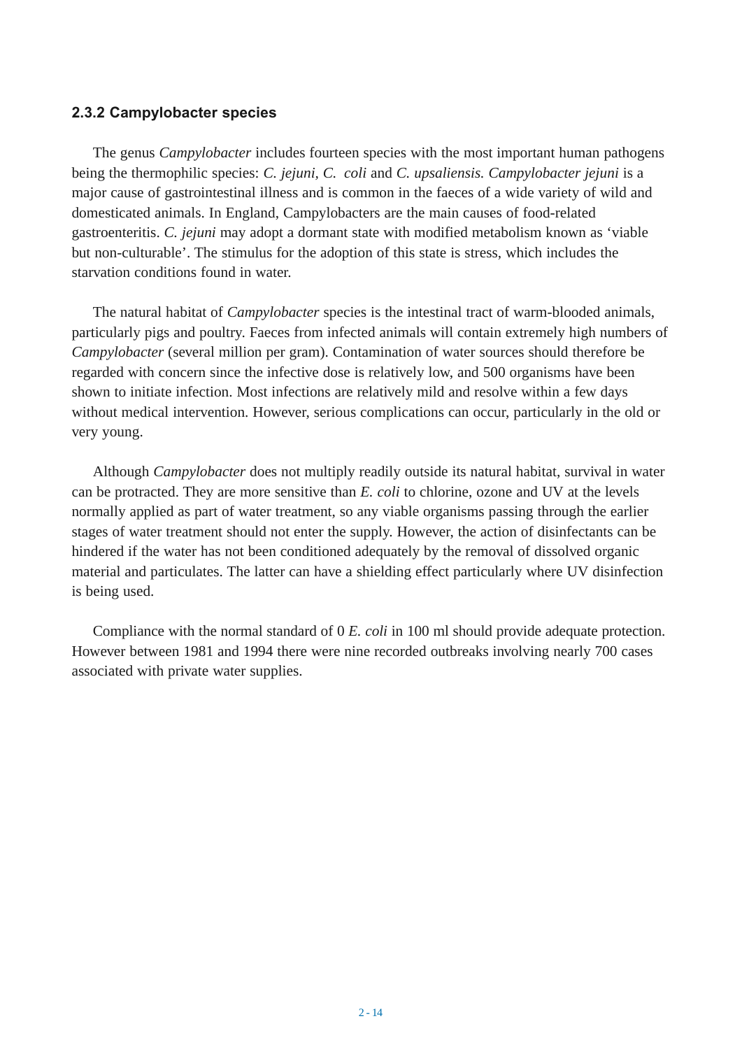### 2.3.2 Campylobacter species

The genus *Campylobacter* includes fourteen species with the most important human pathogens being the thermophilic species: *C. jejuni*, *C. coli* and *C. upsaliensis. Campylobacter jejuni* is a major cause of gastrointestinal illness and is common in the faeces of a wide variety of wild and domesticated animals. In England, Campylobacters are the main causes of food-related gastroenteritis. *C. jejuni* may adopt a dormant state with modified metabolism known as 'viable but non-culturable'. The stimulus for the adoption of this state is stress, which includes the starvation conditions found in water.

The natural habitat of *Campylobacter* species is the intestinal tract of warm-blooded animals, particularly pigs and poultry. Faeces from infected animals will contain extremely high numbers of *Campylobacter* (several million per gram). Contamination of water sources should therefore be regarded with concern since the infective dose is relatively low, and 500 organisms have been shown to initiate infection. Most infections are relatively mild and resolve within a few days without medical intervention. However, serious complications can occur, particularly in the old or very young.

Although *Campylobacter* does not multiply readily outside its natural habitat, survival in water can be protracted. They are more sensitive than *E. coli* to chlorine, ozone and UV at the levels normally applied as part of water treatment, so any viable organisms passing through the earlier stages of water treatment should not enter the supply. However, the action of disinfectants can be hindered if the water has not been conditioned adequately by the removal of dissolved organic material and particulates. The latter can have a shielding effect particularly where UV disinfection is being used.

Compliance with the normal standard of 0 *E. coli* in 100 ml should provide adequate protection. However between 1981 and 1994 there were nine recorded outbreaks involving nearly 700 cases associated with private water supplies.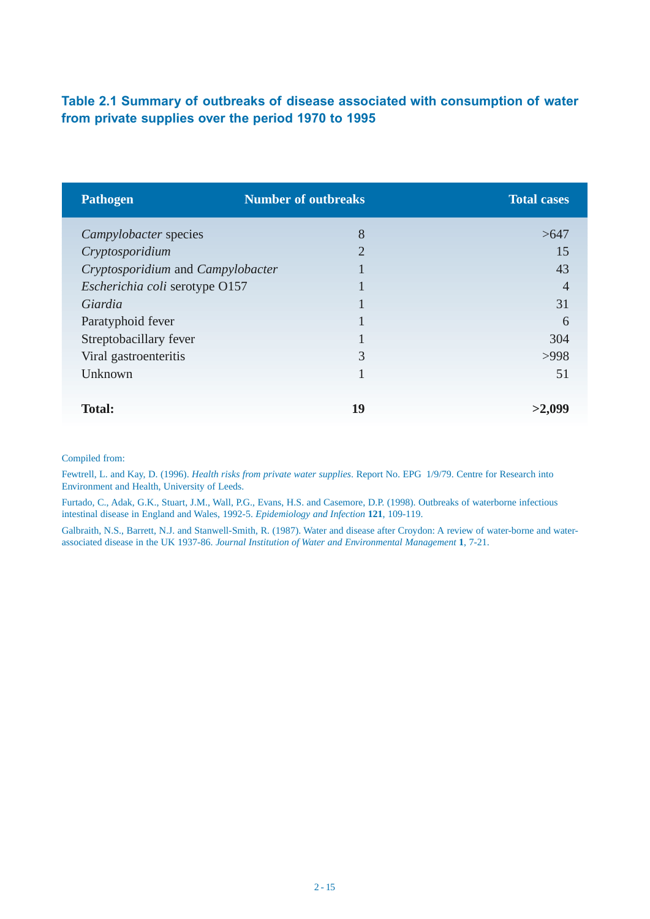**Table 2.1 Summary of outbreaks of disease associated with consumption of water from private supplies over the period 1970 to 1995**

| Pathogen | Number of outbreaks | Total cases |
|---|---|---|
| *Campylobacter* species | 8 | >647 |
| *Cryptosporidium* | 2 | 15 |
| *Cryptosporidium* and *Campylobacter* | 1 | 43 |
| *Escherichia coli* serotype O157 | 1 | 4 |
| *Giardia* | 1 | 31 |
| Paratyphoid fever | 1 | 6 |
| Streptobacillary fever | 1 | 304 |
| Viral gastroenteritis | 3 | >998 |
| Unknown | 1 | 51 |
| **Total:** | **19** | **>2,099** |

Compiled from:

Fewtrell, L. and Kay, D. (1996). *Health risks from private water supplies*. Report No. EPG 1/9/79. Centre for Research into Environment and Health, University of Leeds.

Furtado, C., Adak, G.K., Stuart, J.M., Wall, P.G., Evans, H.S. and Casemore, D.P. (1998). Outbreaks of waterborne infectious intestinal disease in England and Wales, 1992-5. *Epidemiology and Infection* **121**, 109-119.

Galbraith, N.S., Barrett, N.J. and Stanwell-Smith, R. (1987). Water and disease after Croydon: A review of water-borne and water-associated disease in the UK 1937-86. *Journal Institution of Water and Environmental Management* **1**, 7-21.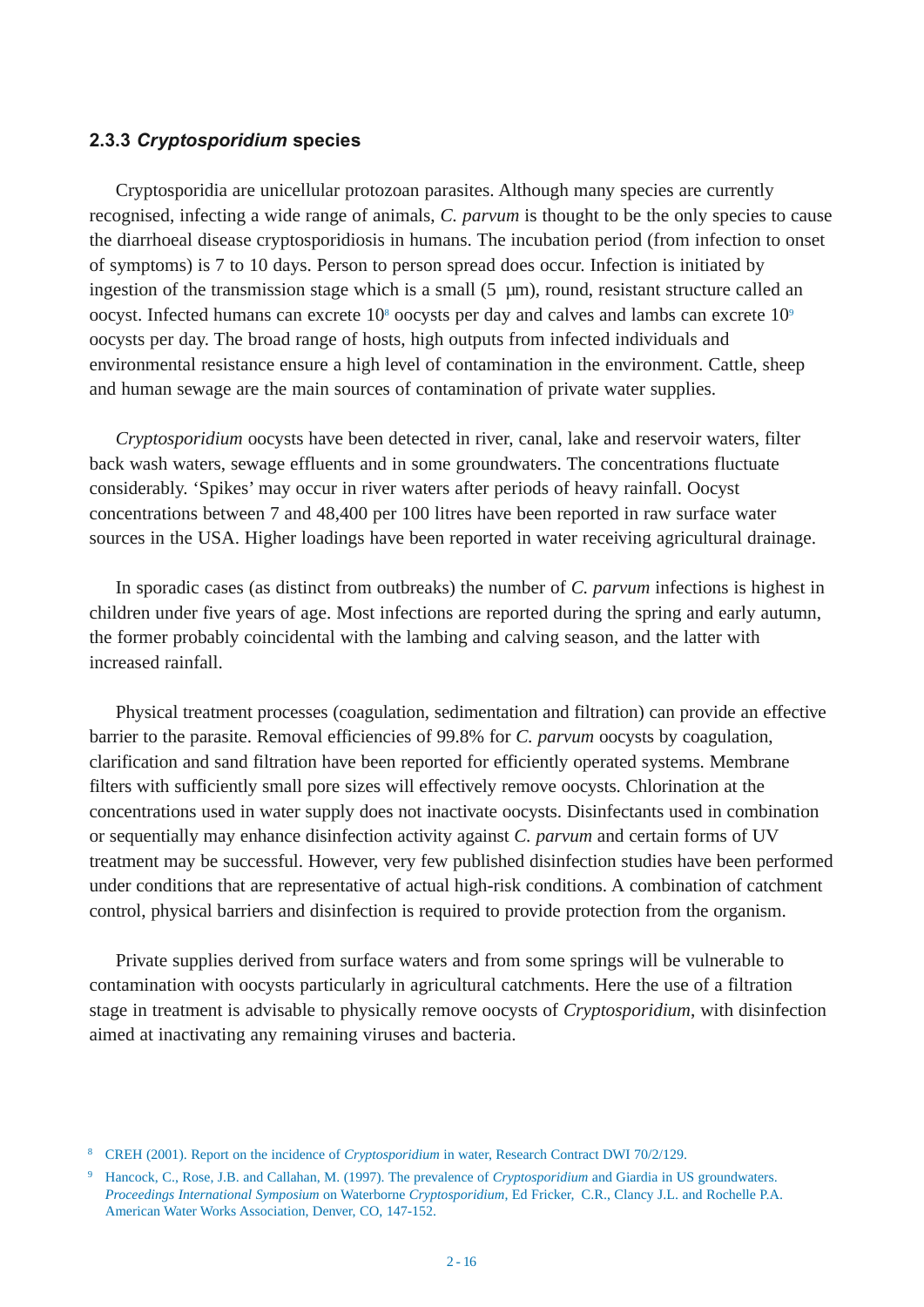### 2.3.3 *Cryptosporidium* species

Cryptosporidia are unicellular protozoan parasites. Although many species are currently recognised, infecting a wide range of animals, *C. parvum* is thought to be the only species to cause the diarrhoeal disease cryptosporidiosis in humans. The incubation period (from infection to onset of symptoms) is 7 to 10 days. Person to person spread does occur. Infection is initiated by ingestion of the transmission stage which is a small (5 µm), round, resistant structure called an oocyst. Infected humans can excrete $10^8$ oocysts per day and calves and lambs can excrete $10^9$ oocysts per day. The broad range of hosts, high outputs from infected individuals and environmental resistance ensure a high level of contamination in the environment. Cattle, sheep and human sewage are the main sources of contamination of private water supplies.

*Cryptosporidium* oocysts have been detected in river, canal, lake and reservoir waters, filter back wash waters, sewage effluents and in some groundwaters. The concentrations fluctuate considerably. 'Spikes' may occur in river waters after periods of heavy rainfall. Oocyst concentrations between 7 and 48,400 per 100 litres have been reported in raw surface water sources in the USA. Higher loadings have been reported in water receiving agricultural drainage.

In sporadic cases (as distinct from outbreaks) the number of *C. parvum* infections is highest in children under five years of age. Most infections are reported during the spring and early autumn, the former probably coincidental with the lambing and calving season, and the latter with increased rainfall.

Physical treatment processes (coagulation, sedimentation and filtration) can provide an effective barrier to the parasite. Removal efficiencies of 99.8% for *C. parvum* oocysts by coagulation, clarification and sand filtration have been reported for efficiently operated systems. Membrane filters with sufficiently small pore sizes will effectively remove oocysts. Chlorination at the concentrations used in water supply does not inactivate oocysts. Disinfectants used in combination or sequentially may enhance disinfection activity against *C. parvum* and certain forms of UV treatment may be successful. However, very few published disinfection studies have been performed under conditions that are representative of actual high-risk conditions. A combination of catchment control, physical barriers and disinfection is required to provide protection from the organism.

Private supplies derived from surface waters and from some springs will be vulnerable to contamination with oocysts particularly in agricultural catchments. Here the use of a filtration stage in treatment is advisable to physically remove oocysts of *Cryptosporidium*, with disinfection aimed at inactivating any remaining viruses and bacteria.

[8] CREH (2001). Report on the incidence of *Cryptosporidium* in water, Research Contract DWI 70/2/129.

[9] Hancock, C., Rose, J.B. and Callahan, M. (1997). The prevalence of *Cryptosporidium* and Giardia in US groundwaters. *Proceedings International Symposium* on Waterborne *Cryptosporidium*, Ed Fricker, C.R., Clancy J.L. and Rochelle P.A. American Water Works Association, Denver, CO, 147-152.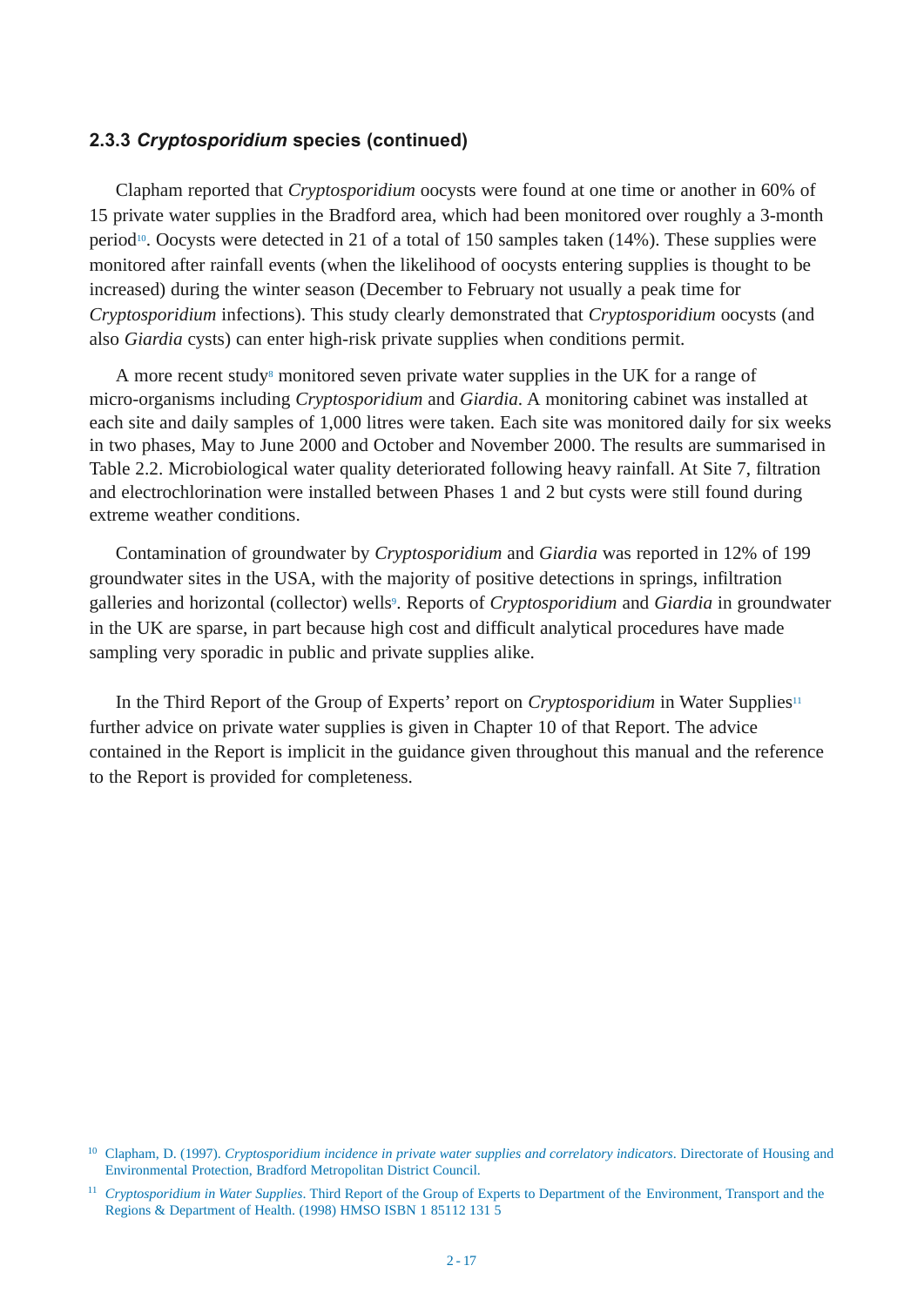### 2.3.3 *Cryptosporidium* species (continued)

Clapham reported that *Cryptosporidium* oocysts were found at one time or another in 60% of 15 private water supplies in the Bradford area, which had been monitored over roughly a 3-month period[10]. Oocysts were detected in 21 of a total of 150 samples taken (14%). These supplies were monitored after rainfall events (when the likelihood of oocysts entering supplies is thought to be increased) during the winter season (December to February not usually a peak time for *Cryptosporidium* infections). This study clearly demonstrated that *Cryptosporidium* oocysts (and also *Giardia* cysts) can enter high-risk private supplies when conditions permit.

A more recent study[8] monitored seven private water supplies in the UK for a range of micro-organisms including *Cryptosporidium* and *Giardia*. A monitoring cabinet was installed at each site and daily samples of 1,000 litres were taken. Each site was monitored daily for six weeks in two phases, May to June 2000 and October and November 2000. The results are summarised in Table 2.2. Microbiological water quality deteriorated following heavy rainfall. At Site 7, filtration and electrochlorination were installed between Phases 1 and 2 but cysts were still found during extreme weather conditions.

Contamination of groundwater by *Cryptosporidium* and *Giardia* was reported in 12% of 199 groundwater sites in the USA, with the majority of positive detections in springs, infiltration galleries and horizontal (collector) wells[9]. Reports of *Cryptosporidium* and *Giardia* in groundwater in the UK are sparse, in part because high cost and difficult analytical procedures have made sampling very sporadic in public and private supplies alike.

In the Third Report of the Group of Experts' report on *Cryptosporidium* in Water Supplies[11] further advice on private water supplies is given in Chapter 10 of that Report. The advice contained in the Report is implicit in the guidance given throughout this manual and the reference to the Report is provided for completeness.

[10] Clapham, D. (1997). *Cryptosporidium incidence in private water supplies and correlatory indicators*. Directorate of Housing and Environmental Protection, Bradford Metropolitan District Council.

[11] *Cryptosporidium in Water Supplies*. Third Report of the Group of Experts to Department of the Environment, Transport and the Regions & Department of Health. (1998) HMSO ISBN 1 85112 131 5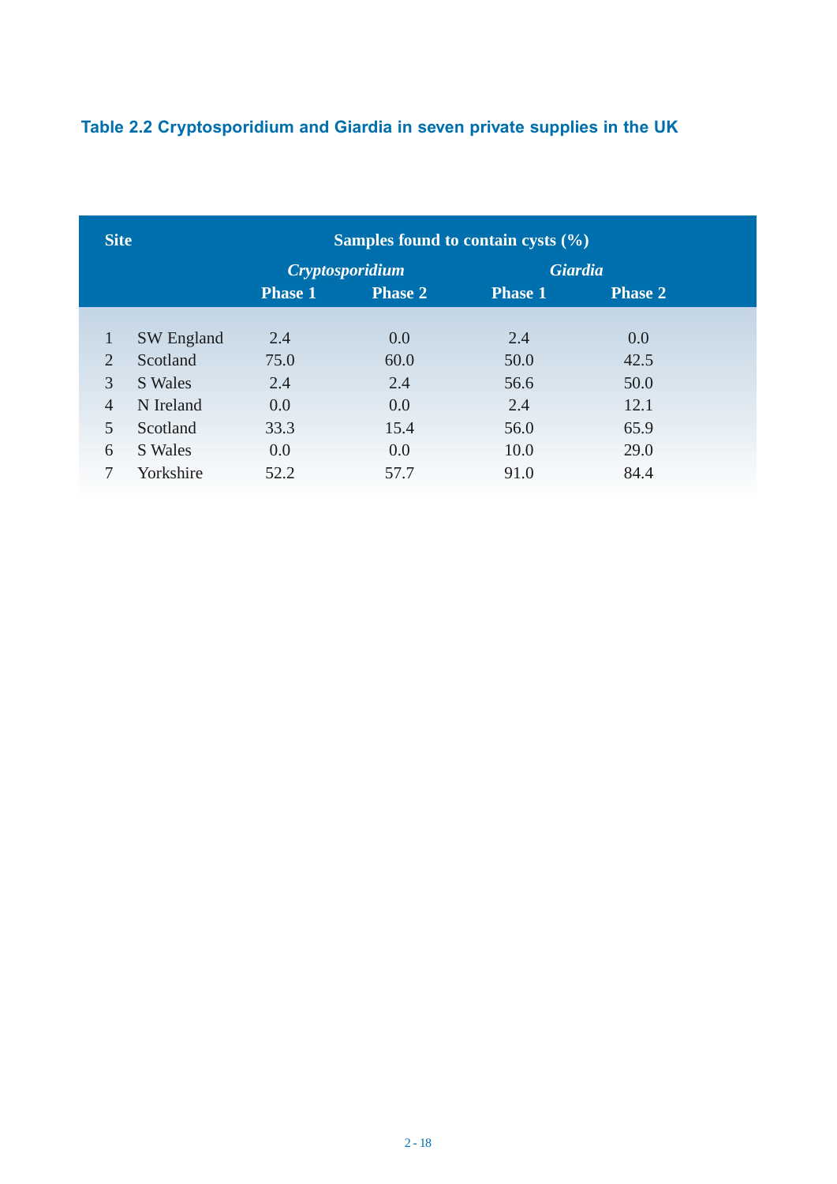**Table 2.2 Cryptosporidium and Giardia in seven private supplies in the UK**

| Site | | Samples found to contain cysts (%) | | | |
|---|---|---|---|---|---|
| | | *Cryptosporidium* | | *Giardia* | |
| | | Phase 1 | Phase 2 | Phase 1 | Phase 2 |
| 1 | SW England | 2.4 | 0.0 | 2.4 | 0.0 |
| 2 | Scotland | 75.0 | 60.0 | 50.0 | 42.5 |
| 3 | S Wales | 2.4 | 2.4 | 56.6 | 50.0 |
| 4 | N Ireland | 0.0 | 0.0 | 2.4 | 12.1 |
| 5 | Scotland | 33.3 | 15.4 | 56.0 | 65.9 |
| 6 | S Wales | 0.0 | 0.0 | 10.0 | 29.0 |
| 7 | Yorkshire | 52.2 | 57.7 | 91.0 | 84.4 |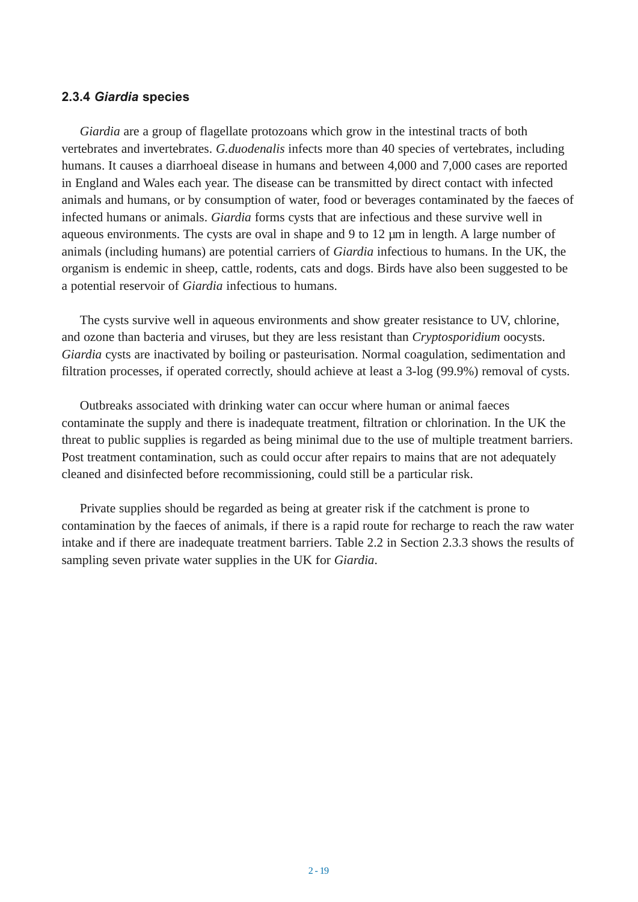### 2.3.4 *Giardia* species

*Giardia* are a group of flagellate protozoans which grow in the intestinal tracts of both vertebrates and invertebrates. *G.duodenalis* infects more than 40 species of vertebrates, including humans. It causes a diarrhoeal disease in humans and between 4,000 and 7,000 cases are reported in England and Wales each year. The disease can be transmitted by direct contact with infected animals and humans, or by consumption of water, food or beverages contaminated by the faeces of infected humans or animals. *Giardia* forms cysts that are infectious and these survive well in aqueous environments. The cysts are oval in shape and 9 to 12 µm in length. A large number of animals (including humans) are potential carriers of *Giardia* infectious to humans. In the UK, the organism is endemic in sheep, cattle, rodents, cats and dogs. Birds have also been suggested to be a potential reservoir of *Giardia* infectious to humans.

The cysts survive well in aqueous environments and show greater resistance to UV, chlorine, and ozone than bacteria and viruses, but they are less resistant than *Cryptosporidium* oocysts. *Giardia* cysts are inactivated by boiling or pasteurisation. Normal coagulation, sedimentation and filtration processes, if operated correctly, should achieve at least a 3-log (99.9%) removal of cysts.

Outbreaks associated with drinking water can occur where human or animal faeces contaminate the supply and there is inadequate treatment, filtration or chlorination. In the UK the threat to public supplies is regarded as being minimal due to the use of multiple treatment barriers. Post treatment contamination, such as could occur after repairs to mains that are not adequately cleaned and disinfected before recommissioning, could still be a particular risk.

Private supplies should be regarded as being at greater risk if the catchment is prone to contamination by the faeces of animals, if there is a rapid route for recharge to reach the raw water intake and if there are inadequate treatment barriers. Table 2.2 in Section 2.3.3 shows the results of sampling seven private water supplies in the UK for *Giardia*.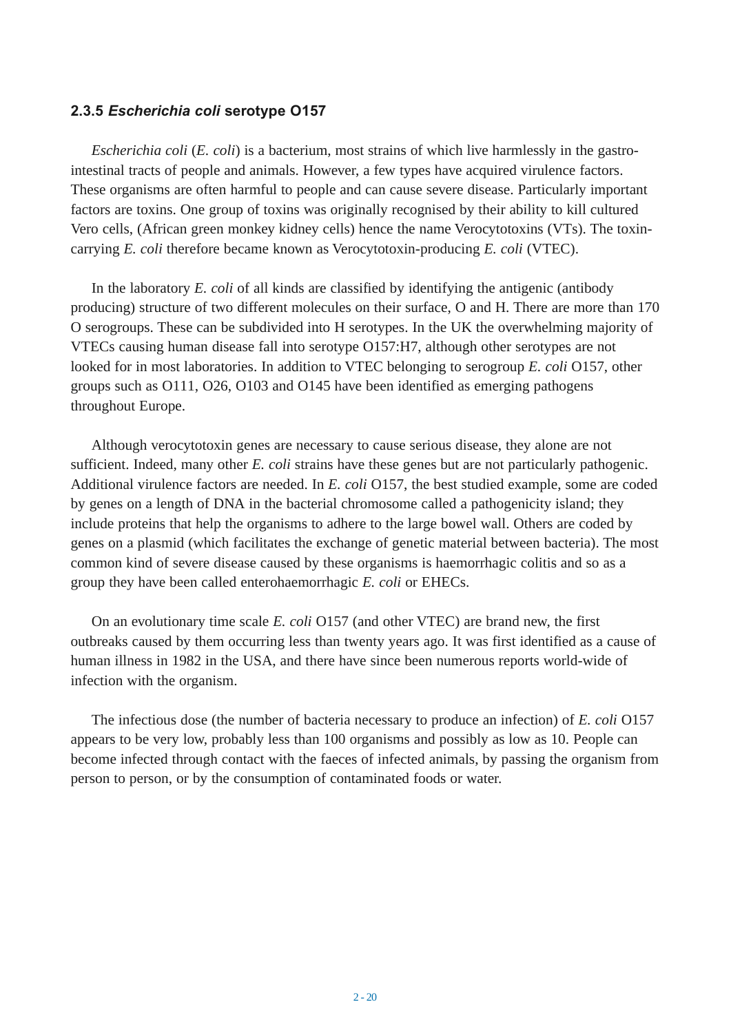### 2.3.5 *Escherichia coli* serotype O157

*Escherichia coli* (*E. coli*) is a bacterium, most strains of which live harmlessly in the gastro-intestinal tracts of people and animals. However, a few types have acquired virulence factors. These organisms are often harmful to people and can cause severe disease. Particularly important factors are toxins. One group of toxins was originally recognised by their ability to kill cultured Vero cells, (African green monkey kidney cells) hence the name Verocytotoxins (VTs). The toxin-carrying *E. coli* therefore became known as Verocytotoxin-producing *E. coli* (VTEC).

In the laboratory *E. coli* of all kinds are classified by identifying the antigenic (antibody producing) structure of two different molecules on their surface, O and H. There are more than 170 O serogroups. These can be subdivided into H serotypes. In the UK the overwhelming majority of VTECs causing human disease fall into serotype O157:H7, although other serotypes are not looked for in most laboratories. In addition to VTEC belonging to serogroup *E. coli* O157, other groups such as O111, O26, O103 and O145 have been identified as emerging pathogens throughout Europe.

Although verocytotoxin genes are necessary to cause serious disease, they alone are not sufficient. Indeed, many other *E. coli* strains have these genes but are not particularly pathogenic. Additional virulence factors are needed. In *E. coli* O157, the best studied example, some are coded by genes on a length of DNA in the bacterial chromosome called a pathogenicity island; they include proteins that help the organisms to adhere to the large bowel wall. Others are coded by genes on a plasmid (which facilitates the exchange of genetic material between bacteria). The most common kind of severe disease caused by these organisms is haemorrhagic colitis and so as a group they have been called enterohaemorrhagic *E. coli* or EHECs.

On an evolutionary time scale *E. coli* O157 (and other VTEC) are brand new, the first outbreaks caused by them occurring less than twenty years ago. It was first identified as a cause of human illness in 1982 in the USA, and there have since been numerous reports world-wide of infection with the organism.

The infectious dose (the number of bacteria necessary to produce an infection) of *E. coli* O157 appears to be very low, probably less than 100 organisms and possibly as low as 10. People can become infected through contact with the faeces of infected animals, by passing the organism from person to person, or by the consumption of contaminated foods or water.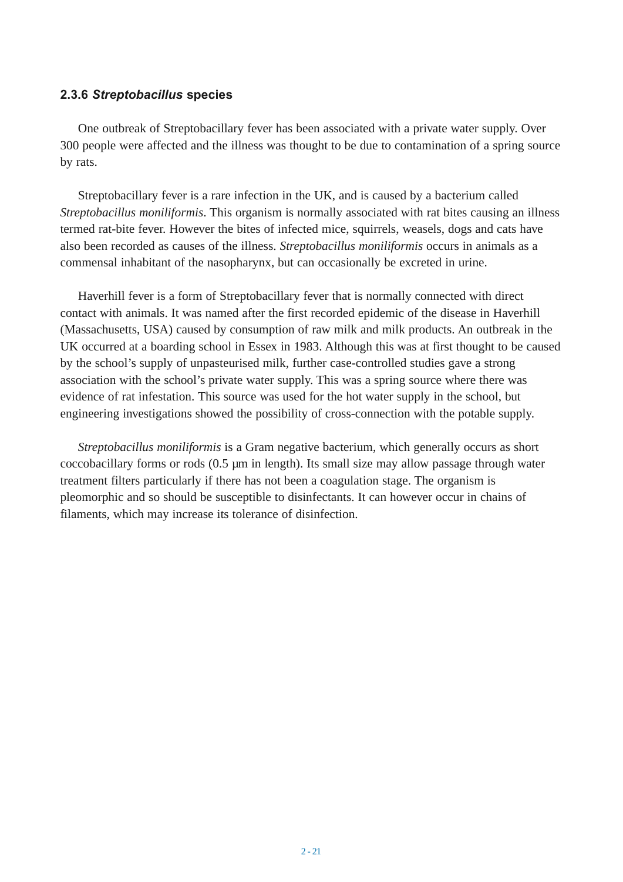### 2.3.6 *Streptobacillus* species

One outbreak of Streptobacillary fever has been associated with a private water supply. Over 300 people were affected and the illness was thought to be due to contamination of a spring source by rats.

Streptobacillary fever is a rare infection in the UK, and is caused by a bacterium called *Streptobacillus moniliformis*. This organism is normally associated with rat bites causing an illness termed rat-bite fever. However the bites of infected mice, squirrels, weasels, dogs and cats have also been recorded as causes of the illness. *Streptobacillus moniliformis* occurs in animals as a commensal inhabitant of the nasopharynx, but can occasionally be excreted in urine.

Haverhill fever is a form of Streptobacillary fever that is normally connected with direct contact with animals. It was named after the first recorded epidemic of the disease in Haverhill (Massachusetts, USA) caused by consumption of raw milk and milk products. An outbreak in the UK occurred at a boarding school in Essex in 1983. Although this was at first thought to be caused by the school's supply of unpasteurised milk, further case-controlled studies gave a strong association with the school's private water supply. This was a spring source where there was evidence of rat infestation. This source was used for the hot water supply in the school, but engineering investigations showed the possibility of cross-connection with the potable supply.

*Streptobacillus moniliformis* is a Gram negative bacterium, which generally occurs as short coccobacillary forms or rods (0.5 µm in length). Its small size may allow passage through water treatment filters particularly if there has not been a coagulation stage. The organism is pleomorphic and so should be susceptible to disinfectants. It can however occur in chains of filaments, which may increase its tolerance of disinfection.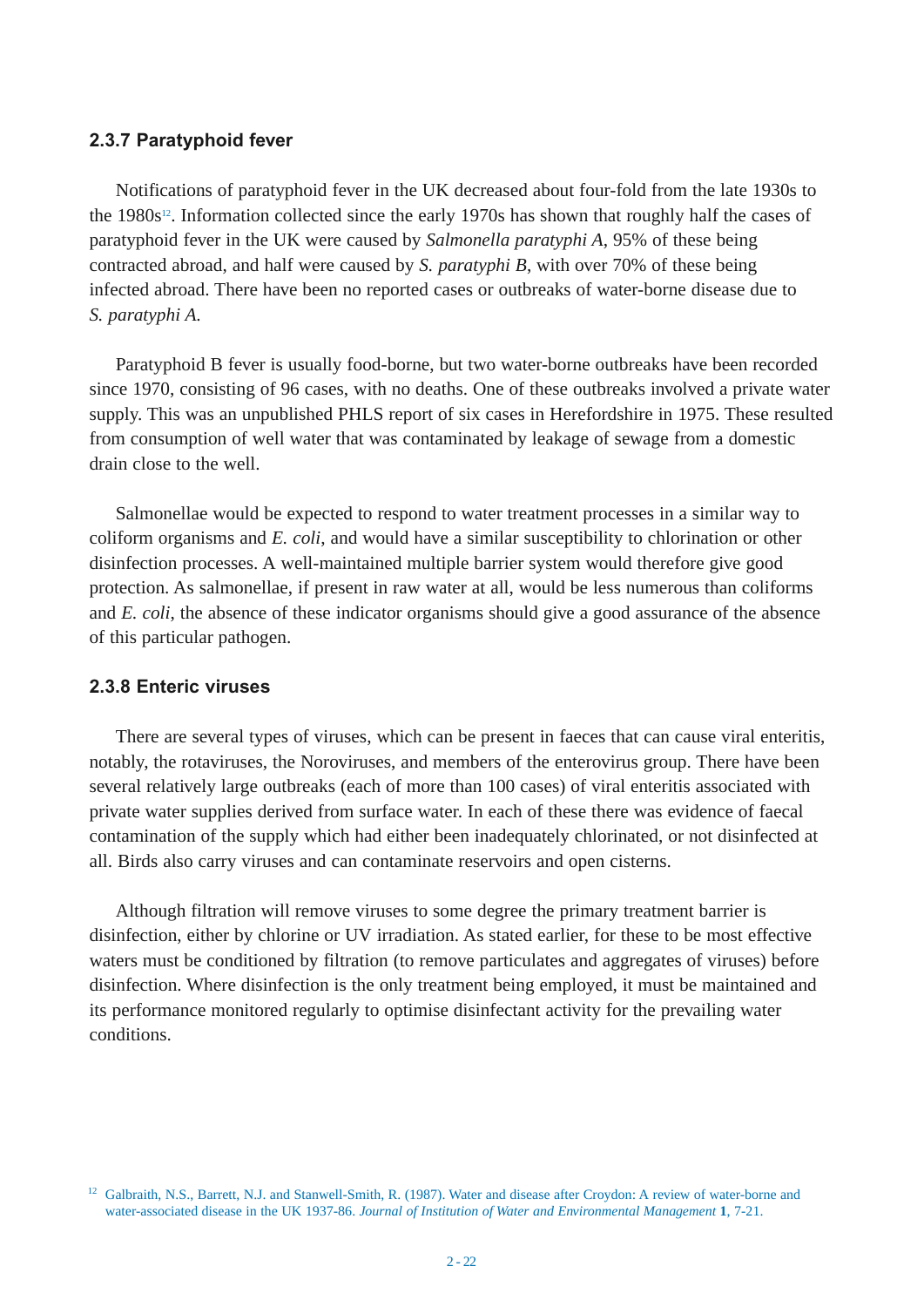### 2.3.7 Paratyphoid fever

Notifications of paratyphoid fever in the UK decreased about four-fold from the late 1930s to the 1980s[12]. Information collected since the early 1970s has shown that roughly half the cases of paratyphoid fever in the UK were caused by *Salmonella paratyphi A*, 95% of these being contracted abroad, and half were caused by *S. paratyphi B*, with over 70% of these being infected abroad. There have been no reported cases or outbreaks of water-borne disease due to *S. paratyphi A.*

Paratyphoid B fever is usually food-borne, but two water-borne outbreaks have been recorded since 1970, consisting of 96 cases, with no deaths. One of these outbreaks involved a private water supply. This was an unpublished PHLS report of six cases in Herefordshire in 1975. These resulted from consumption of well water that was contaminated by leakage of sewage from a domestic drain close to the well.

Salmonellae would be expected to respond to water treatment processes in a similar way to coliform organisms and *E. coli*, and would have a similar susceptibility to chlorination or other disinfection processes. A well-maintained multiple barrier system would therefore give good protection. As salmonellae, if present in raw water at all, would be less numerous than coliforms and *E. coli*, the absence of these indicator organisms should give a good assurance of the absence of this particular pathogen.

### 2.3.8 Enteric viruses

There are several types of viruses, which can be present in faeces that can cause viral enteritis, notably, the rotaviruses, the Noroviruses, and members of the enterovirus group. There have been several relatively large outbreaks (each of more than 100 cases) of viral enteritis associated with private water supplies derived from surface water. In each of these there was evidence of faecal contamination of the supply which had either been inadequately chlorinated, or not disinfected at all. Birds also carry viruses and can contaminate reservoirs and open cisterns.

Although filtration will remove viruses to some degree the primary treatment barrier is disinfection, either by chlorine or UV irradiation. As stated earlier, for these to be most effective waters must be conditioned by filtration (to remove particulates and aggregates of viruses) before disinfection. Where disinfection is the only treatment being employed, it must be maintained and its performance monitored regularly to optimise disinfectant activity for the prevailing water conditions.

[12] Galbraith, N.S., Barrett, N.J. and Stanwell-Smith, R. (1987). Water and disease after Croydon: A review of water-borne and water-associated disease in the UK 1937-86. *Journal of Institution of Water and Environmental Management* **1**, 7-21.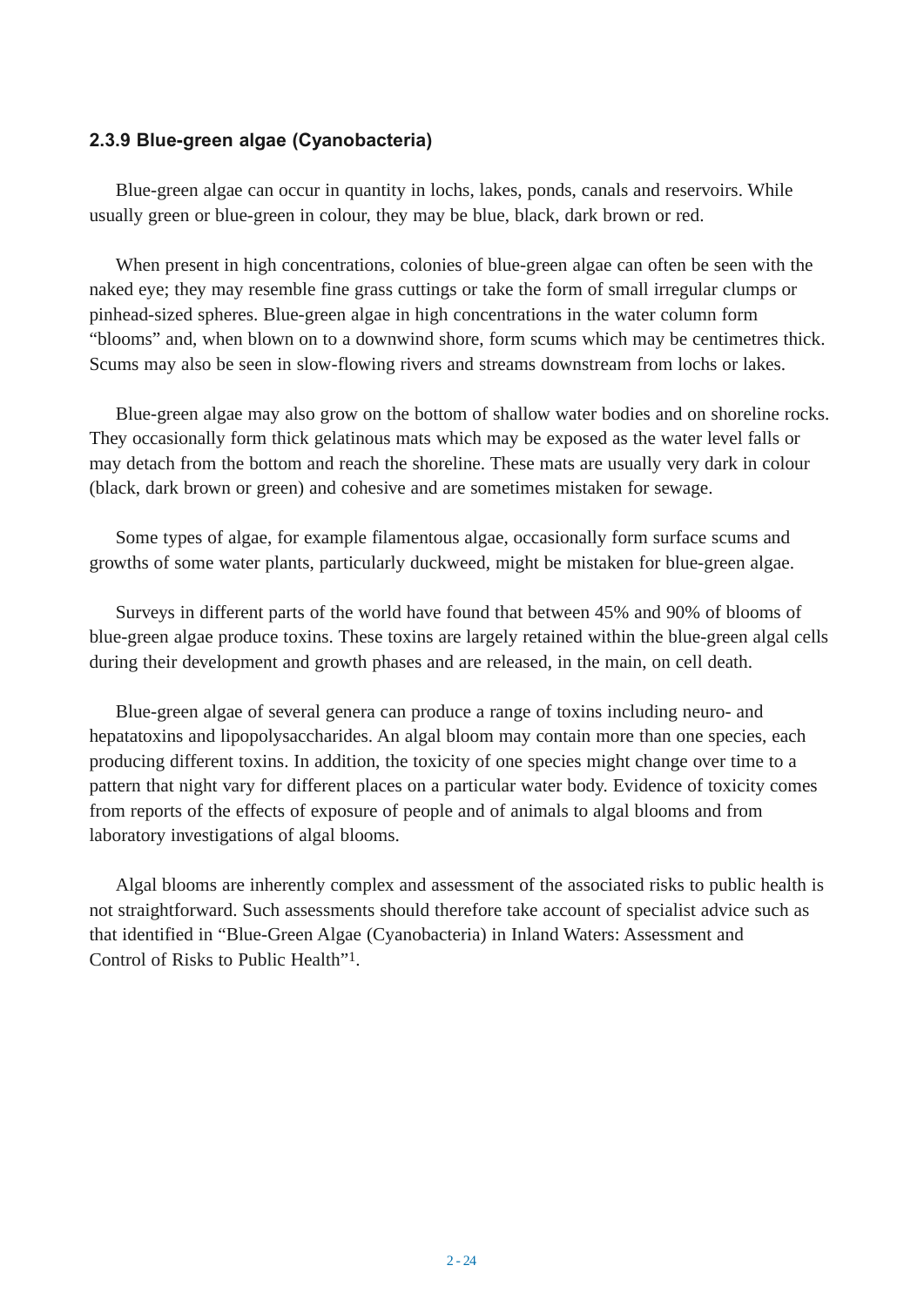### 2.3.9 Blue-green algae (Cyanobacteria)

Blue-green algae can occur in quantity in lochs, lakes, ponds, canals and reservoirs. While usually green or blue-green in colour, they may be blue, black, dark brown or red.

When present in high concentrations, colonies of blue-green algae can often be seen with the naked eye; they may resemble fine grass cuttings or take the form of small irregular clumps or pinhead-sized spheres. Blue-green algae in high concentrations in the water column form "blooms" and, when blown on to a downwind shore, form scums which may be centimetres thick. Scums may also be seen in slow-flowing rivers and streams downstream from lochs or lakes.

Blue-green algae may also grow on the bottom of shallow water bodies and on shoreline rocks. They occasionally form thick gelatinous mats which may be exposed as the water level falls or may detach from the bottom and reach the shoreline. These mats are usually very dark in colour (black, dark brown or green) and cohesive and are sometimes mistaken for sewage.

Some types of algae, for example filamentous algae, occasionally form surface scums and growths of some water plants, particularly duckweed, might be mistaken for blue-green algae.

Surveys in different parts of the world have found that between 45% and 90% of blooms of blue-green algae produce toxins. These toxins are largely retained within the blue-green algal cells during their development and growth phases and are released, in the main, on cell death.

Blue-green algae of several genera can produce a range of toxins including neuro- and hepatatoxins and lipopolysaccharides. An algal bloom may contain more than one species, each producing different toxins. In addition, the toxicity of one species might change over time to a pattern that night vary for different places on a particular water body. Evidence of toxicity comes from reports of the effects of exposure of people and of animals to algal blooms and from laboratory investigations of algal blooms.

Algal blooms are inherently complex and assessment of the associated risks to public health is not straightforward. Such assessments should therefore take account of specialist advice such as that identified in "Blue-Green Algae (Cyanobacteria) in Inland Waters: Assessment and Control of Risks to Public Health"[1].